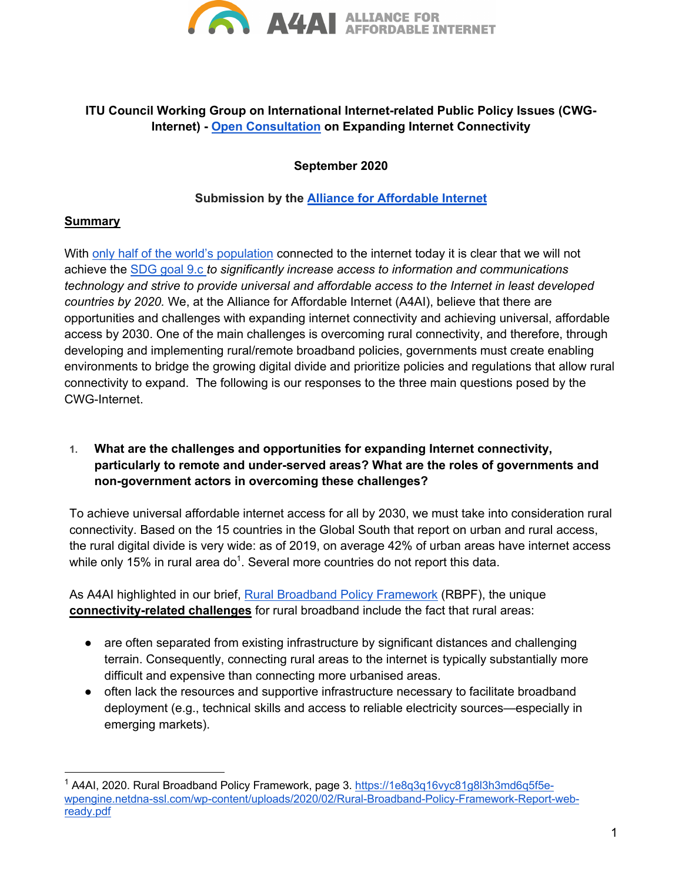**ITU Council Working Group on International Internet-related Public Policy Issues (CWG-Internet) - Open Consultation on Expanding Internet Connectivity**

**September 2020**

**Submission by the Alliance for Affordable Internet**

**Summary**

With only half of the world's population connected to the internet today it is clear that we will not achieve the SDG goal 9.c *to significantly increase access to information and communications technology and strive to provide universal and affordable access to the Internet in least developed countries by 2020.* We, at the Alliance for Affordable Internet (A4AI), believe that there are opportunities and challenges with expanding internet connectivity and achieving universal, affordable access by 2030. One of the main challenges is overcoming rural connectivity, and therefore, through developing and implementing rural/remote broadband policies, governments must create enabling environments to bridge the growing digital divide and prioritize policies and regulations that allow rural connectivity to expand. The following is our responses to the three main questions posed by the CWG-Internet.

1. **What are the challenges and opportunities for expanding Internet connectivity, particularly to remote and under-served areas? What are the roles of governments and non-government actors in overcoming these challenges?**

To achieve universal affordable internet access for all by 2030, we must take into consideration rural connectivity. Based on the 15 countries in the Global South that report on urban and rural access, the rural digital divide is very wide: as of 2019, on average 42% of urban areas have internet access while only 15% in rural area do[1]. Several more countries do not report this data.

As A4AI highlighted in our brief, Rural Broadband Policy Framework (RBPF), the unique **connectivity-related challenges** for rural broadband include the fact that rural areas:

- are often separated from existing infrastructure by significant distances and challenging terrain. Consequently, connecting rural areas to the internet is typically substantially more difficult and expensive than connecting more urbanised areas.
- often lack the resources and supportive infrastructure necessary to facilitate broadband deployment (e.g., technical skills and access to reliable electricity sources—especially in emerging markets).

[1] A4AI, 2020. Rural Broadband Policy Framework, page 3. https://1e8q3q16vyc81g8l3h3md6q5f5e-wpengine.netdna-ssl.com/wp-content/uploads/2020/02/Rural-Broadband-Policy-Framework-Report-web-ready.pdf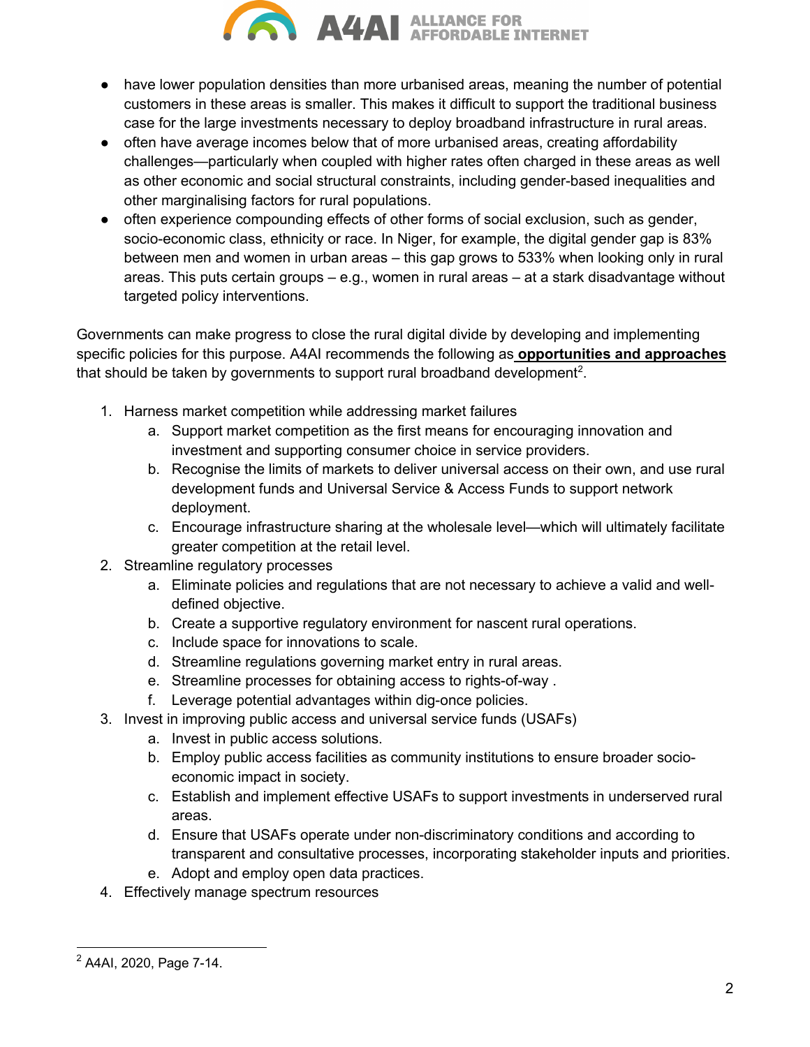- have lower population densities than more urbanised areas, meaning the number of potential customers in these areas is smaller. This makes it difficult to support the traditional business case for the large investments necessary to deploy broadband infrastructure in rural areas.
- often have average incomes below that of more urbanised areas, creating affordability challenges—particularly when coupled with higher rates often charged in these areas as well as other economic and social structural constraints, including gender-based inequalities and other marginalising factors for rural populations.
- often experience compounding effects of other forms of social exclusion, such as gender, socio-economic class, ethnicity or race. In Niger, for example, the digital gender gap is 83% between men and women in urban areas – this gap grows to 533% when looking only in rural areas. This puts certain groups – e.g., women in rural areas – at a stark disadvantage without targeted policy interventions.

Governments can make progress to close the rural digital divide by developing and implementing specific policies for this purpose. A4AI recommends the following as **opportunities and approaches** that should be taken by governments to support rural broadband development[2].

1. Harness market competition while addressing market failures
   a. Support market competition as the first means for encouraging innovation and investment and supporting consumer choice in service providers.
   b. Recognise the limits of markets to deliver universal access on their own, and use rural development funds and Universal Service & Access Funds to support network deployment.
   c. Encourage infrastructure sharing at the wholesale level—which will ultimately facilitate greater competition at the retail level.
2. Streamline regulatory processes
   a. Eliminate policies and regulations that are not necessary to achieve a valid and well-defined objective.
   b. Create a supportive regulatory environment for nascent rural operations.
   c. Include space for innovations to scale.
   d. Streamline regulations governing market entry in rural areas.
   e. Streamline processes for obtaining access to rights-of-way .
   f. Leverage potential advantages within dig-once policies.
3. Invest in improving public access and universal service funds (USAFs)
   a. Invest in public access solutions.
   b. Employ public access facilities as community institutions to ensure broader socio-economic impact in society.
   c. Establish and implement effective USAFs to support investments in underserved rural areas.
   d. Ensure that USAFs operate under non-discriminatory conditions and according to transparent and consultative processes, incorporating stakeholder inputs and priorities.
   e. Adopt and employ open data practices.
4. Effectively manage spectrum resources

[2] A4AI, 2020, Page 7-14.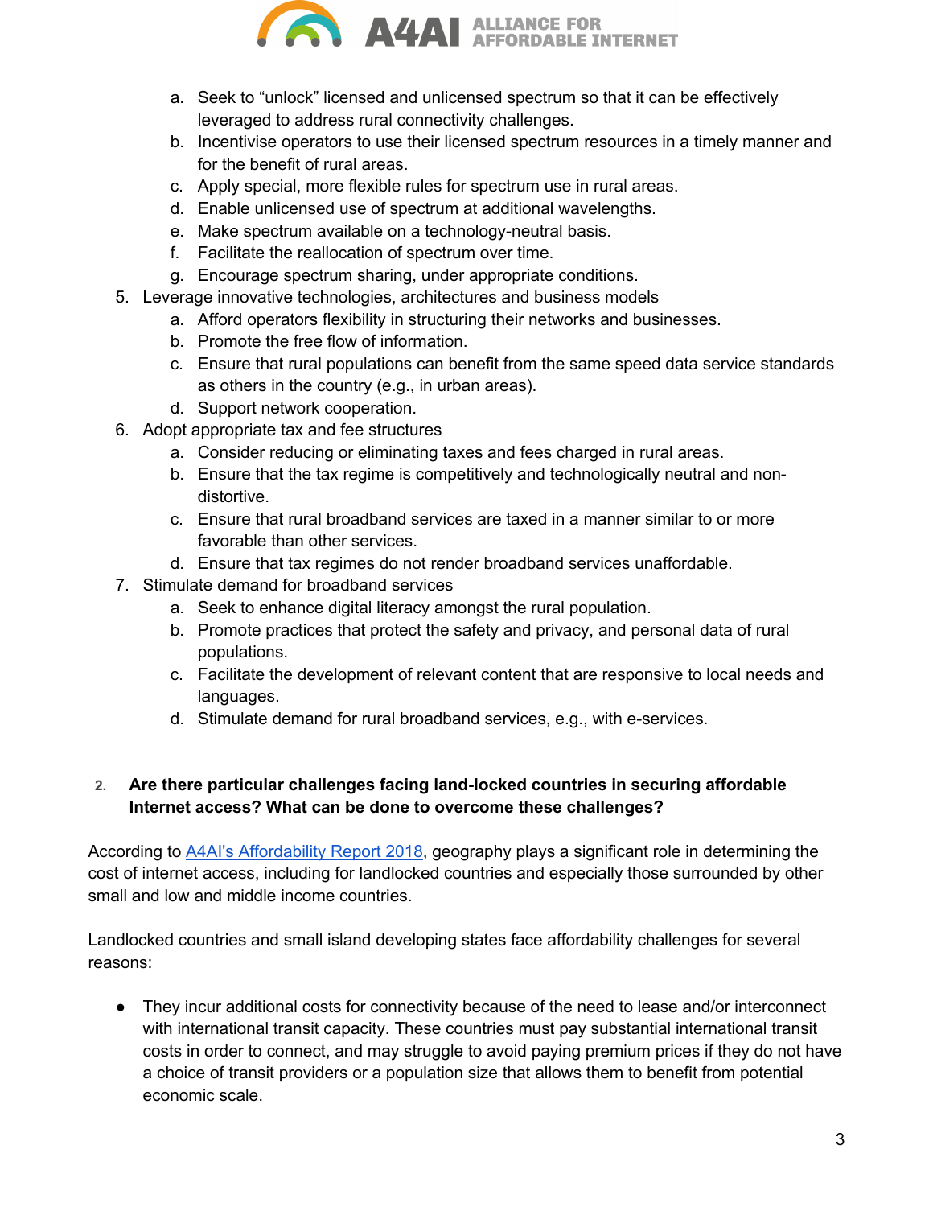a. Seek to "unlock" licensed and unlicensed spectrum so that it can be effectively leveraged to address rural connectivity challenges.
   b. Incentivise operators to use their licensed spectrum resources in a timely manner and for the benefit of rural areas.
   c. Apply special, more flexible rules for spectrum use in rural areas.
   d. Enable unlicensed use of spectrum at additional wavelengths.
   e. Make spectrum available on a technology-neutral basis.
   f. Facilitate the reallocation of spectrum over time.
   g. Encourage spectrum sharing, under appropriate conditions.

5. Leverage innovative technologies, architectures and business models
   a. Afford operators flexibility in structuring their networks and businesses.
   b. Promote the free flow of information.
   c. Ensure that rural populations can benefit from the same speed data service standards as others in the country (e.g., in urban areas).
   d. Support network cooperation.
6. Adopt appropriate tax and fee structures
   a. Consider reducing or eliminating taxes and fees charged in rural areas.
   b. Ensure that the tax regime is competitively and technologically neutral and non-distortive.
   c. Ensure that rural broadband services are taxed in a manner similar to or more favorable than other services.
   d. Ensure that tax regimes do not render broadband services unaffordable.
7. Stimulate demand for broadband services
   a. Seek to enhance digital literacy amongst the rural population.
   b. Promote practices that protect the safety and privacy, and personal data of rural populations.
   c. Facilitate the development of relevant content that are responsive to local needs and languages.
   d. Stimulate demand for rural broadband services, e.g., with e-services.

2. **Are there particular challenges facing land-locked countries in securing affordable Internet access? What can be done to overcome these challenges?**

According to [A4AI's Affordability Report 2018](), geography plays a significant role in determining the cost of internet access, including for landlocked countries and especially those surrounded by other small and low and middle income countries.

Landlocked countries and small island developing states face affordability challenges for several reasons:

- They incur additional costs for connectivity because of the need to lease and/or interconnect with international transit capacity. These countries must pay substantial international transit costs in order to connect, and may struggle to avoid paying premium prices if they do not have a choice of transit providers or a population size that allows them to benefit from potential economic scale.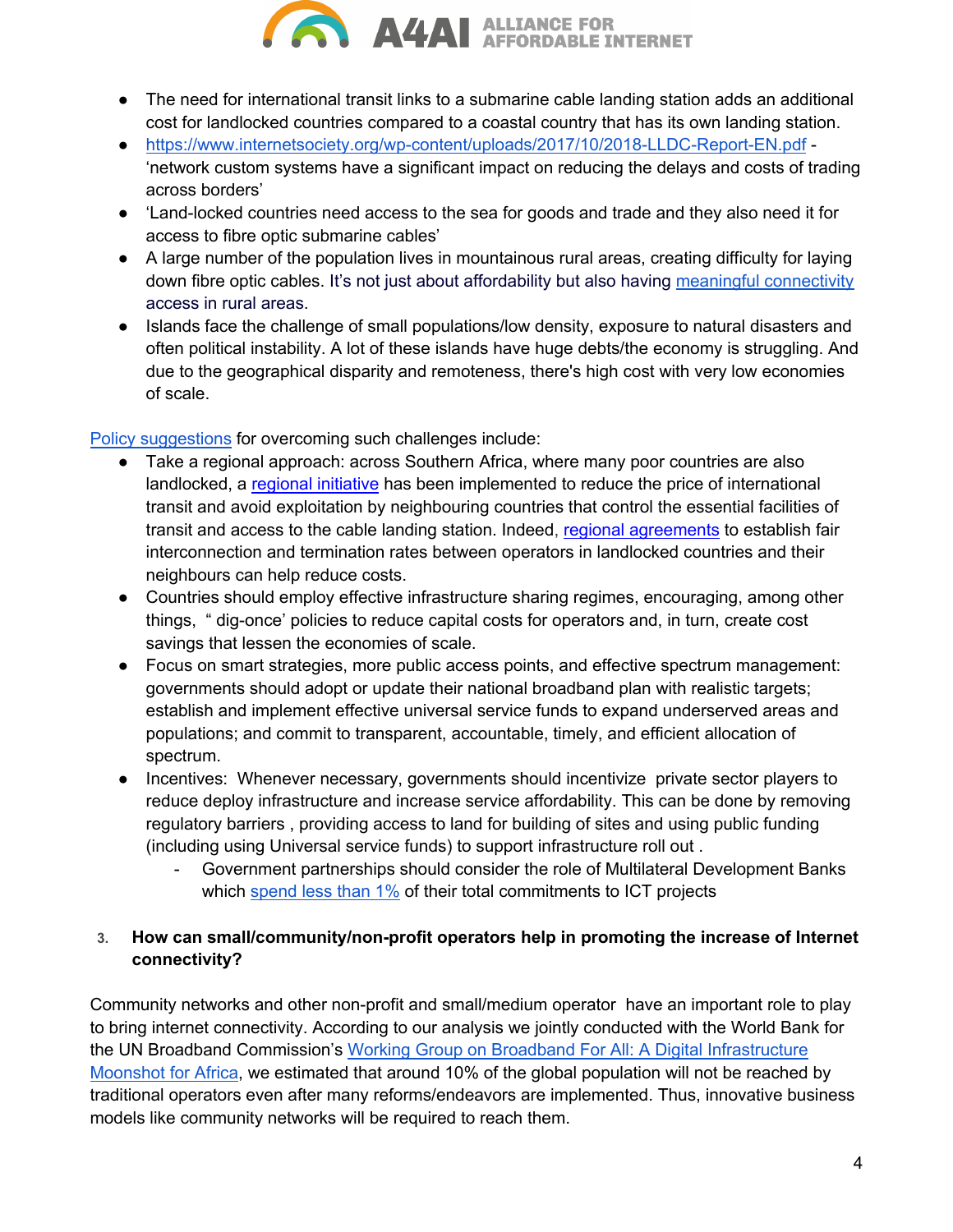- The need for international transit links to a submarine cable landing station adds an additional cost for landlocked countries compared to a coastal country that has its own landing station.
- https://www.internetsociety.org/wp-content/uploads/2017/10/2018-LLDC-Report-EN.pdf - 'network custom systems have a significant impact on reducing the delays and costs of trading across borders'
- 'Land-locked countries need access to the sea for goods and trade and they also need it for access to fibre optic submarine cables'
- A large number of the population lives in mountainous rural areas, creating difficulty for laying down fibre optic cables. It's not just about affordability but also having meaningful connectivity access in rural areas.
- Islands face the challenge of small populations/low density, exposure to natural disasters and often political instability. A lot of these islands have huge debts/the economy is struggling. And due to the geographical disparity and remoteness, there's high cost with very low economies of scale.

Policy suggestions for overcoming such challenges include:

- Take a regional approach: across Southern Africa, where many poor countries are also landlocked, a regional initiative has been implemented to reduce the price of international transit and avoid exploitation by neighbouring countries that control the essential facilities of transit and access to the cable landing station. Indeed, regional agreements to establish fair interconnection and termination rates between operators in landlocked countries and their neighbours can help reduce costs.
- Countries should employ effective infrastructure sharing regimes, encouraging, among other things, " dig-once' policies to reduce capital costs for operators and, in turn, create cost savings that lessen the economies of scale.
- Focus on smart strategies, more public access points, and effective spectrum management: governments should adopt or update their national broadband plan with realistic targets; establish and implement effective universal service funds to expand underserved areas and populations; and commit to transparent, accountable, timely, and efficient allocation of spectrum.
- Incentives: Whenever necessary, governments should incentivize private sector players to reduce deploy infrastructure and increase service affordability. This can be done by removing regulatory barriers , providing access to land for building of sites and using public funding (including using Universal service funds) to support infrastructure roll out .
  - Government partnerships should consider the role of Multilateral Development Banks which spend less than 1% of their total commitments to ICT projects

### 3. How can small/community/non-profit operators help in promoting the increase of Internet connectivity?

Community networks and other non-profit and small/medium operator have an important role to play to bring internet connectivity. According to our analysis we jointly conducted with the World Bank for the UN Broadband Commission's Working Group on Broadband For All: A Digital Infrastructure Moonshot for Africa, we estimated that around 10% of the global population will not be reached by traditional operators even after many reforms/endeavors are implemented. Thus, innovative business models like community networks will be required to reach them.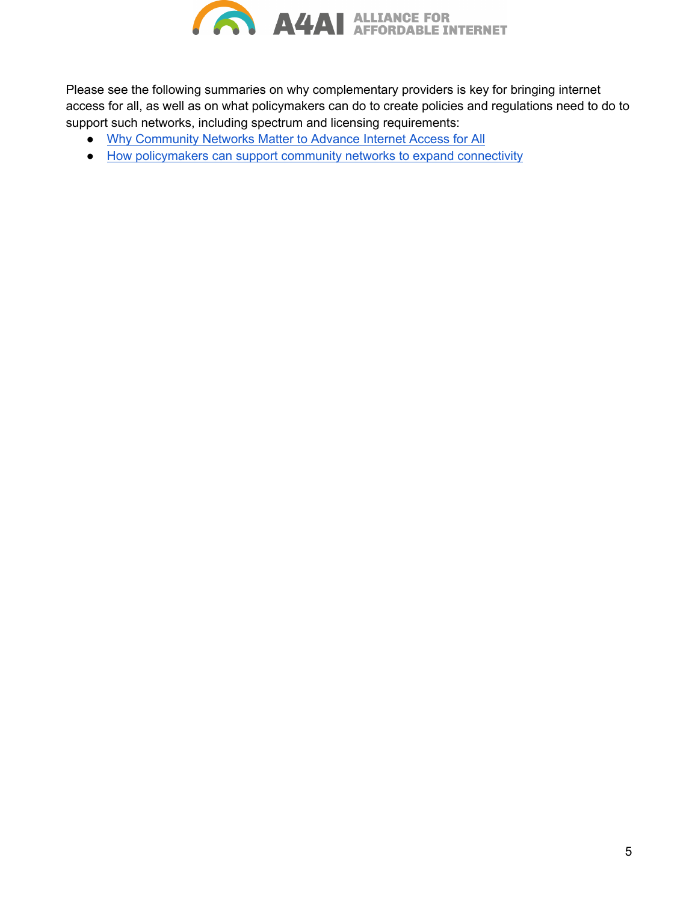Please see the following summaries on why complementary providers is key for bringing internet access for all, as well as on what policymakers can do to create policies and regulations need to do to support such networks, including spectrum and licensing requirements:

- Why Community Networks Matter to Advance Internet Access for All
- How policymakers can support community networks to expand connectivity